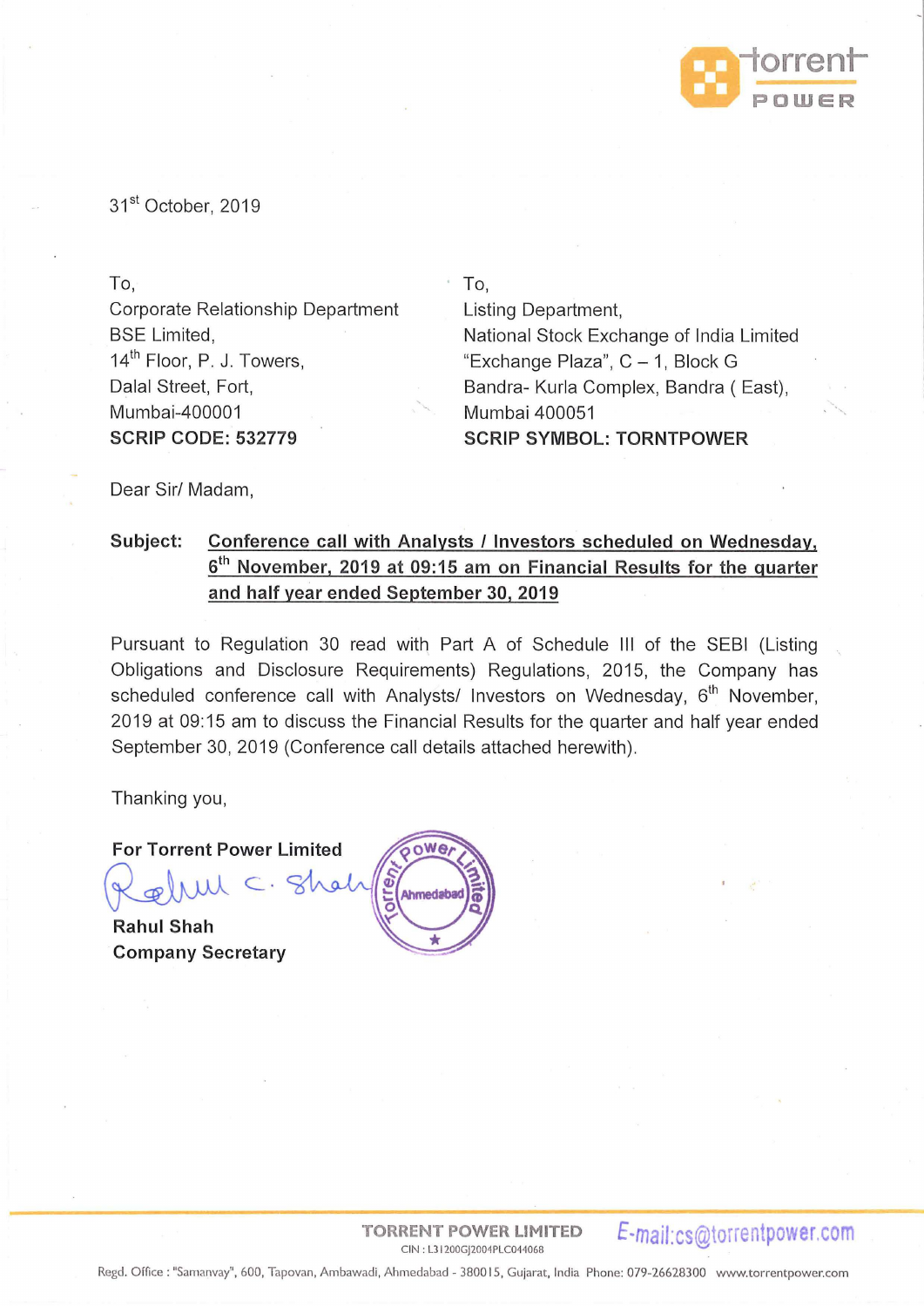31st October, 2019

To,
Corporate Relationship Department
BSE Limited,
14th Floor, P. J. Towers,
Dalal Street, Fort,
Mumbai-400001
**SCRIP CODE: 532779**

To,
Listing Department,
National Stock Exchange of India Limited
"Exchange Plaza", C – 1, Block G
Bandra- Kurla Complex, Bandra ( East),
Mumbai 400051
**SCRIP SYMBOL: TORNTPOWER**

Dear Sir/ Madam,

**Subject: Conference call with Analysts / Investors scheduled on Wednesday, 6th November, 2019 at 09:15 am on Financial Results for the quarter and half year ended September 30, 2019**

Pursuant to Regulation 30 read with Part A of Schedule III of the SEBI (Listing Obligations and Disclosure Requirements) Regulations, 2015, the Company has scheduled conference call with Analysts/ Investors on Wednesday, 6th November, 2019 at 09:15 am to discuss the Financial Results for the quarter and half year ended September 30, 2019 (Conference call details attached herewith).

Thanking you,

**For Torrent Power Limited**

Rahul C. Shah

**Rahul Shah**
**Company Secretary**

TORRENT POWER LIMITED
CIN : L31200GJ2004PLC044068
E-mail:cs@torrentpower.com

Regd. Office : "Samanvay", 600, Tapovan, Ambawadi, Ahmedabad - 380015, Gujarat, India Phone: 079-26628300 www.torrentpower.com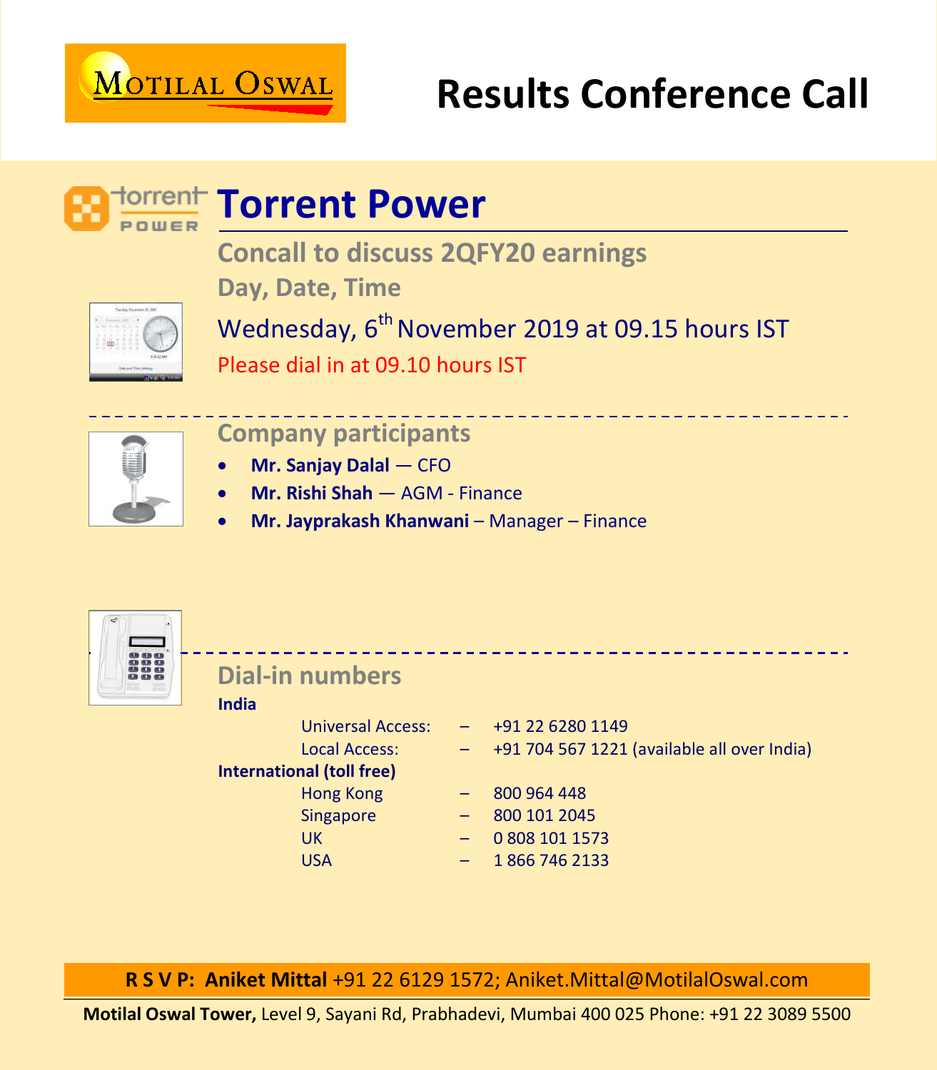MOTILAL OSWAL

# Results Conference Call

## Torrent Power

### Concall to discuss 2QFY20 earnings

### Day, Date, Time

Wednesday, 6th November 2019 at 09.15 hours IST

Please dial in at 09.10 hours IST

### Company participants

- **Mr. Sanjay Dalal** — CFO
- **Mr. Rishi Shah** — AGM - Finance
- **Mr. Jayprakash Khanwani** – Manager – Finance

### Dial-in numbers

**India**

| | | |
|---|---|---|
| Universal Access: | – | +91 22 6280 1149 |
| Local Access: | – | +91 704 567 1221 (available all over India) |

**International (toll free)**

| | | |
|---|---|---|
| Hong Kong | – | 800 964 448 |
| Singapore | – | 800 101 2045 |
| UK | – | 0 808 101 1573 |
| USA | – | 1 866 746 2133 |

**R S V P: Aniket Mittal** +91 22 6129 1572; Aniket.Mittal@MotilalOswal.com

**Motilal Oswal Tower,** Level 9, Sayani Rd, Prabhadevi, Mumbai 400 025 Phone: +91 22 3089 5500